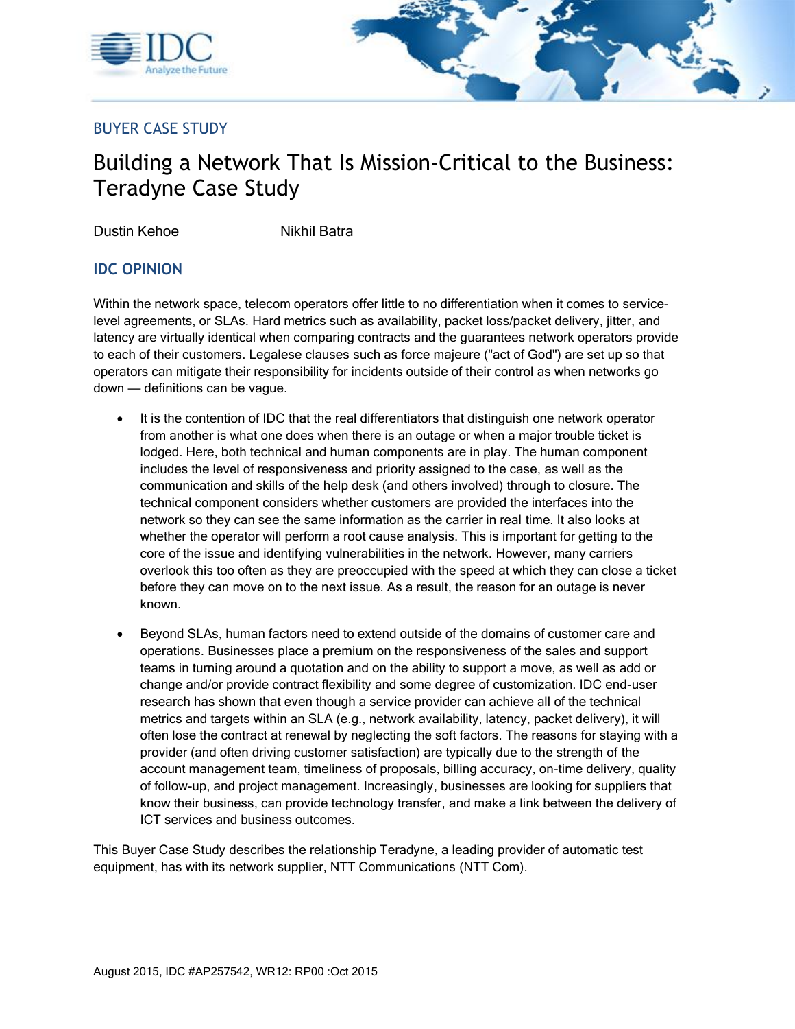BUYER CASE STUDY

# Building a Network That Is Mission-Critical to the Business: Teradyne Case Study

Dustin Kehoe Nikhil Batra

## IDC OPINION

Within the network space, telecom operators offer little to no differentiation when it comes to service-level agreements, or SLAs. Hard metrics such as availability, packet loss/packet delivery, jitter, and latency are virtually identical when comparing contracts and the guarantees network operators provide to each of their customers. Legalese clauses such as force majeure ("act of God") are set up so that operators can mitigate their responsibility for incidents outside of their control as when networks go down — definitions can be vague.

- It is the contention of IDC that the real differentiators that distinguish one network operator from another is what one does when there is an outage or when a major trouble ticket is lodged. Here, both technical and human components are in play. The human component includes the level of responsiveness and priority assigned to the case, as well as the communication and skills of the help desk (and others involved) through to closure. The technical component considers whether customers are provided the interfaces into the network so they can see the same information as the carrier in real time. It also looks at whether the operator will perform a root cause analysis. This is important for getting to the core of the issue and identifying vulnerabilities in the network. However, many carriers overlook this too often as they are preoccupied with the speed at which they can close a ticket before they can move on to the next issue. As a result, the reason for an outage is never known.
- Beyond SLAs, human factors need to extend outside of the domains of customer care and operations. Businesses place a premium on the responsiveness of the sales and support teams in turning around a quotation and on the ability to support a move, as well as add or change and/or provide contract flexibility and some degree of customization. IDC end-user research has shown that even though a service provider can achieve all of the technical metrics and targets within an SLA (e.g., network availability, latency, packet delivery), it will often lose the contract at renewal by neglecting the soft factors. The reasons for staying with a provider (and often driving customer satisfaction) are typically due to the strength of the account management team, timeliness of proposals, billing accuracy, on-time delivery, quality of follow-up, and project management. Increasingly, businesses are looking for suppliers that know their business, can provide technology transfer, and make a link between the delivery of ICT services and business outcomes.

This Buyer Case Study describes the relationship Teradyne, a leading provider of automatic test equipment, has with its network supplier, NTT Communications (NTT Com).

August 2015, IDC #AP257542, WR12: RP00 :Oct 2015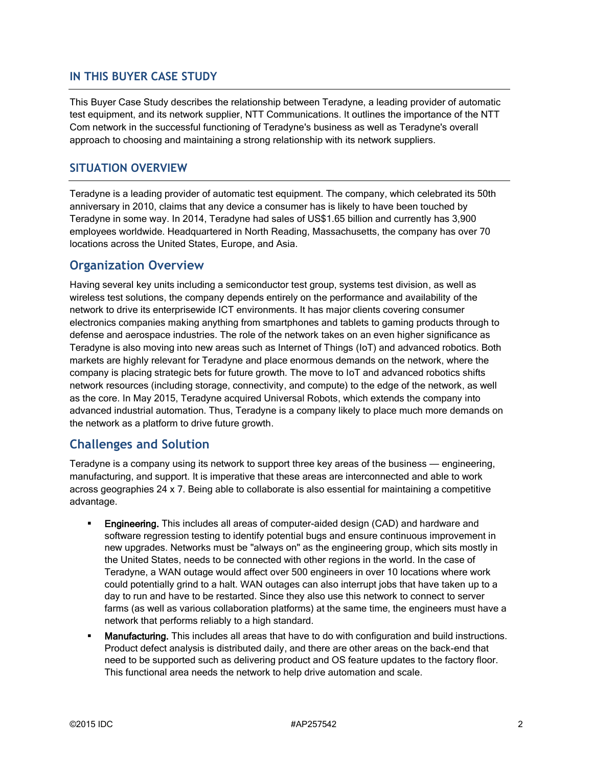## IN THIS BUYER CASE STUDY

This Buyer Case Study describes the relationship between Teradyne, a leading provider of automatic test equipment, and its network supplier, NTT Communications. It outlines the importance of the NTT Com network in the successful functioning of Teradyne's business as well as Teradyne's overall approach to choosing and maintaining a strong relationship with its network suppliers.

## SITUATION OVERVIEW

Teradyne is a leading provider of automatic test equipment. The company, which celebrated its 50th anniversary in 2010, claims that any device a consumer has is likely to have been touched by Teradyne in some way. In 2014, Teradyne had sales of US$1.65 billion and currently has 3,900 employees worldwide. Headquartered in North Reading, Massachusetts, the company has over 70 locations across the United States, Europe, and Asia.

### Organization Overview

Having several key units including a semiconductor test group, systems test division, as well as wireless test solutions, the company depends entirely on the performance and availability of the network to drive its enterprisewide ICT environments. It has major clients covering consumer electronics companies making anything from smartphones and tablets to gaming products through to defense and aerospace industries. The role of the network takes on an even higher significance as Teradyne is also moving into new areas such as Internet of Things (IoT) and advanced robotics. Both markets are highly relevant for Teradyne and place enormous demands on the network, where the company is placing strategic bets for future growth. The move to IoT and advanced robotics shifts network resources (including storage, connectivity, and compute) to the edge of the network, as well as the core. In May 2015, Teradyne acquired Universal Robots, which extends the company into advanced industrial automation. Thus, Teradyne is a company likely to place much more demands on the network as a platform to drive future growth.

### Challenges and Solution

Teradyne is a company using its network to support three key areas of the business — engineering, manufacturing, and support. It is imperative that these areas are interconnected and able to work across geographies 24 x 7. Being able to collaborate is also essential for maintaining a competitive advantage.

- **Engineering.** This includes all areas of computer-aided design (CAD) and hardware and software regression testing to identify potential bugs and ensure continuous improvement in new upgrades. Networks must be "always on" as the engineering group, which sits mostly in the United States, needs to be connected with other regions in the world. In the case of Teradyne, a WAN outage would affect over 500 engineers in over 10 locations where work could potentially grind to a halt. WAN outages can also interrupt jobs that have taken up to a day to run and have to be restarted. Since they also use this network to connect to server farms (as well as various collaboration platforms) at the same time, the engineers must have a network that performs reliably to a high standard.
- **Manufacturing.** This includes all areas that have to do with configuration and build instructions. Product defect analysis is distributed daily, and there are other areas on the back-end that need to be supported such as delivering product and OS feature updates to the factory floor. This functional area needs the network to help drive automation and scale.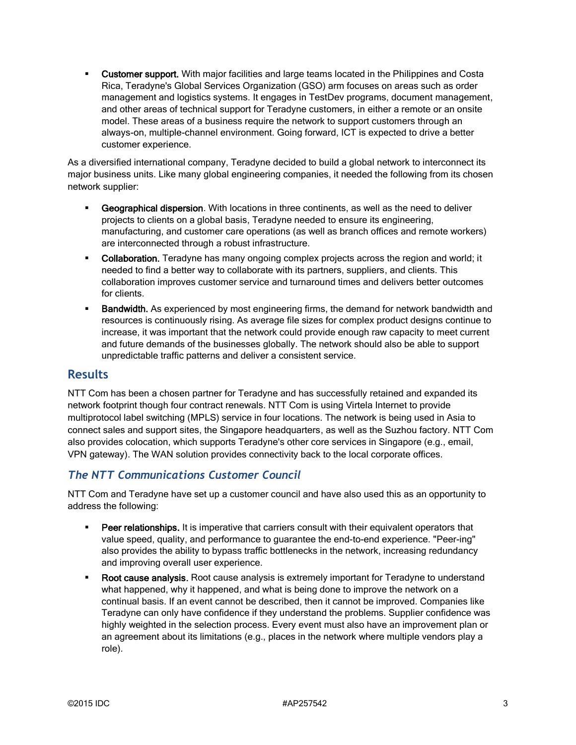- **Customer support.** With major facilities and large teams located in the Philippines and Costa Rica, Teradyne's Global Services Organization (GSO) arm focuses on areas such as order management and logistics systems. It engages in TestDev programs, document management, and other areas of technical support for Teradyne customers, in either a remote or an onsite model. These areas of a business require the network to support customers through an always-on, multiple-channel environment. Going forward, ICT is expected to drive a better customer experience.

As a diversified international company, Teradyne decided to build a global network to interconnect its major business units. Like many global engineering companies, it needed the following from its chosen network supplier:

- **Geographical dispersion**. With locations in three continents, as well as the need to deliver projects to clients on a global basis, Teradyne needed to ensure its engineering, manufacturing, and customer care operations (as well as branch offices and remote workers) are interconnected through a robust infrastructure.
- **Collaboration.** Teradyne has many ongoing complex projects across the region and world; it needed to find a better way to collaborate with its partners, suppliers, and clients. This collaboration improves customer service and turnaround times and delivers better outcomes for clients.
- **Bandwidth.** As experienced by most engineering firms, the demand for network bandwidth and resources is continuously rising. As average file sizes for complex product designs continue to increase, it was important that the network could provide enough raw capacity to meet current and future demands of the businesses globally. The network should also be able to support unpredictable traffic patterns and deliver a consistent service.

## Results

NTT Com has been a chosen partner for Teradyne and has successfully retained and expanded its network footprint though four contract renewals. NTT Com is using Virtela Internet to provide multiprotocol label switching (MPLS) service in four locations. The network is being used in Asia to connect sales and support sites, the Singapore headquarters, as well as the Suzhou factory. NTT Com also provides colocation, which supports Teradyne's other core services in Singapore (e.g., email, VPN gateway). The WAN solution provides connectivity back to the local corporate offices.

### *The NTT Communications Customer Council*

NTT Com and Teradyne have set up a customer council and have also used this as an opportunity to address the following:

- **Peer relationships.** It is imperative that carriers consult with their equivalent operators that value speed, quality, and performance to guarantee the end-to-end experience. "Peer-ing" also provides the ability to bypass traffic bottlenecks in the network, increasing redundancy and improving overall user experience.
- **Root cause analysis.** Root cause analysis is extremely important for Teradyne to understand what happened, why it happened, and what is being done to improve the network on a continual basis. If an event cannot be described, then it cannot be improved. Companies like Teradyne can only have confidence if they understand the problems. Supplier confidence was highly weighted in the selection process. Every event must also have an improvement plan or an agreement about its limitations (e.g., places in the network where multiple vendors play a role).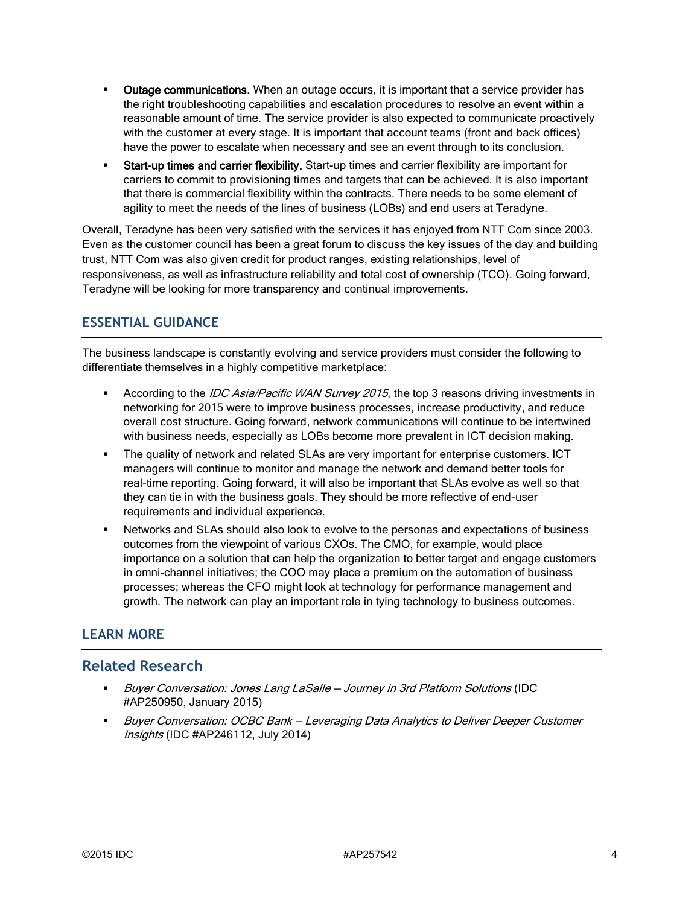- **Outage communications.** When an outage occurs, it is important that a service provider has the right troubleshooting capabilities and escalation procedures to resolve an event within a reasonable amount of time. The service provider is also expected to communicate proactively with the customer at every stage. It is important that account teams (front and back offices) have the power to escalate when necessary and see an event through to its conclusion.
- **Start-up times and carrier flexibility.** Start-up times and carrier flexibility are important for carriers to commit to provisioning times and targets that can be achieved. It is also important that there is commercial flexibility within the contracts. There needs to be some element of agility to meet the needs of the lines of business (LOBs) and end users at Teradyne.

Overall, Teradyne has been very satisfied with the services it has enjoyed from NTT Com since 2003. Even as the customer council has been a great forum to discuss the key issues of the day and building trust, NTT Com was also given credit for product ranges, existing relationships, level of responsiveness, as well as infrastructure reliability and total cost of ownership (TCO). Going forward, Teradyne will be looking for more transparency and continual improvements.

## ESSENTIAL GUIDANCE

The business landscape is constantly evolving and service providers must consider the following to differentiate themselves in a highly competitive marketplace:

- According to the *IDC Asia/Pacific WAN Survey 2015*, the top 3 reasons driving investments in networking for 2015 were to improve business processes, increase productivity, and reduce overall cost structure. Going forward, network communications will continue to be intertwined with business needs, especially as LOBs become more prevalent in ICT decision making.
- The quality of network and related SLAs are very important for enterprise customers. ICT managers will continue to monitor and manage the network and demand better tools for real-time reporting. Going forward, it will also be important that SLAs evolve as well so that they can tie in with the business goals. They should be more reflective of end-user requirements and individual experience.
- Networks and SLAs should also look to evolve to the personas and expectations of business outcomes from the viewpoint of various CXOs. The CMO, for example, would place importance on a solution that can help the organization to better target and engage customers in omni-channel initiatives; the COO may place a premium on the automation of business processes; whereas the CFO might look at technology for performance management and growth. The network can play an important role in tying technology to business outcomes.

## LEARN MORE

### Related Research

- *Buyer Conversation: Jones Lang LaSalle — Journey in 3rd Platform Solutions* (IDC #AP250950, January 2015)
- *Buyer Conversation: OCBC Bank — Leveraging Data Analytics to Deliver Deeper Customer Insights* (IDC #AP246112, July 2014)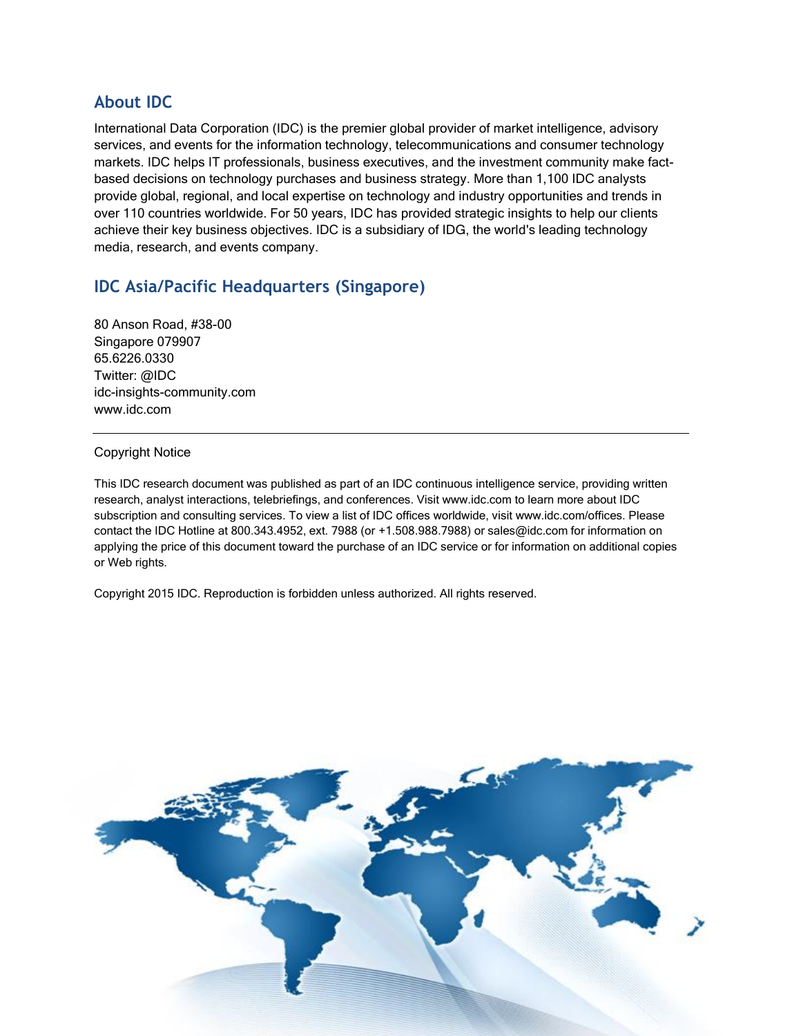## About IDC

International Data Corporation (IDC) is the premier global provider of market intelligence, advisory services, and events for the information technology, telecommunications and consumer technology markets. IDC helps IT professionals, business executives, and the investment community make fact-based decisions on technology purchases and business strategy. More than 1,100 IDC analysts provide global, regional, and local expertise on technology and industry opportunities and trends in over 110 countries worldwide. For 50 years, IDC has provided strategic insights to help our clients achieve their key business objectives. IDC is a subsidiary of IDG, the world's leading technology media, research, and events company.

## IDC Asia/Pacific Headquarters (Singapore)

80 Anson Road, #38-00
Singapore 079907
65.6226.0330
Twitter: @IDC
idc-insights-community.com
www.idc.com

---

Copyright Notice

This IDC research document was published as part of an IDC continuous intelligence service, providing written research, analyst interactions, telebriefings, and conferences. Visit www.idc.com to learn more about IDC subscription and consulting services. To view a list of IDC offices worldwide, visit www.idc.com/offices. Please contact the IDC Hotline at 800.343.4952, ext. 7988 (or +1.508.988.7988) or sales@idc.com for information on applying the price of this document toward the purchase of an IDC service or for information on additional copies or Web rights.

Copyright 2015 IDC. Reproduction is forbidden unless authorized. All rights reserved.